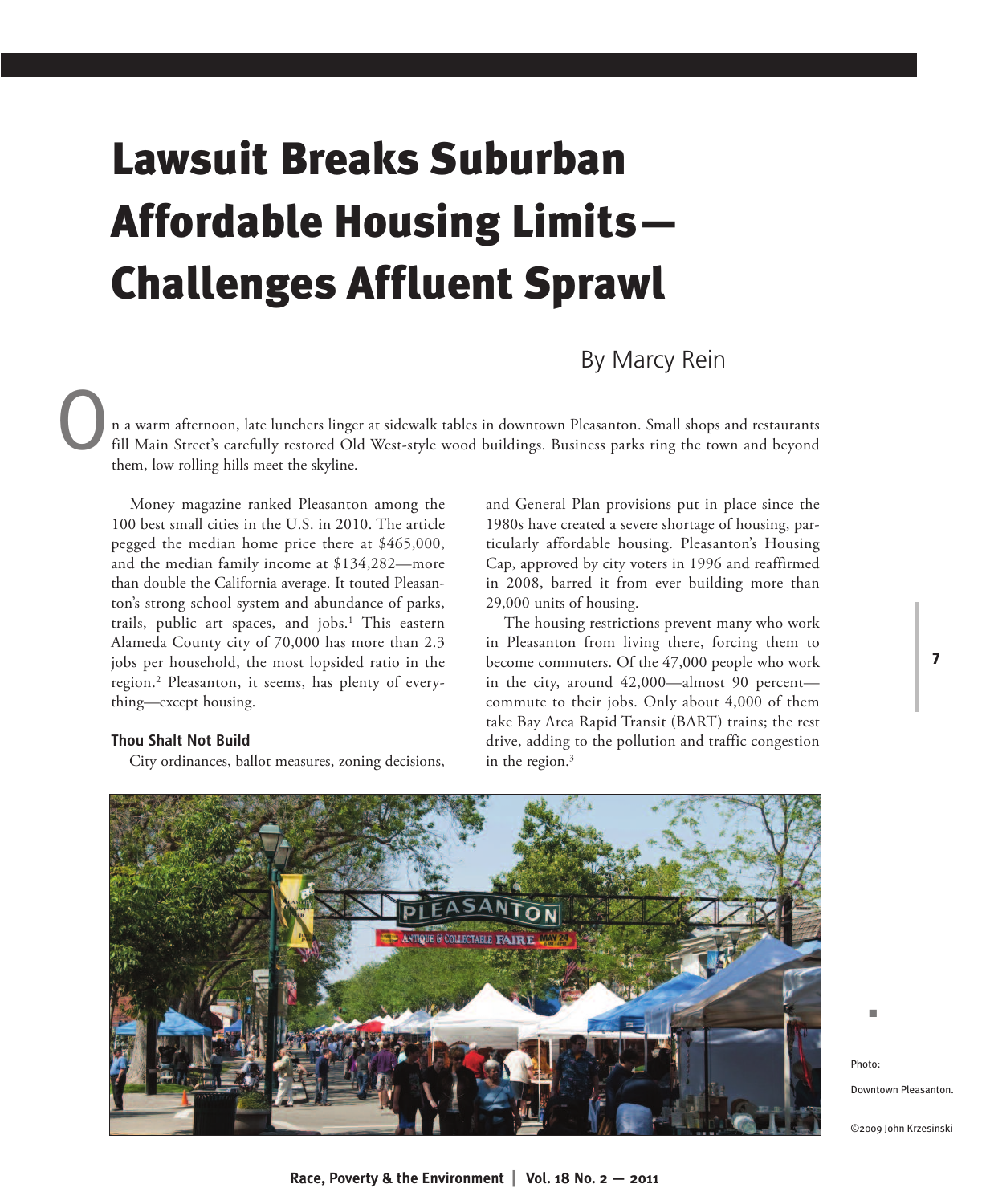# Lawsuit Breaks Suburban Affordable Housing Limits—Challenges Affluent Sprawl

By Marcy Rein

On a warm afternoon, late lunchers linger at sidewalk tables in downtown Pleasanton. Small shops and restaurants fill Main Street's carefully restored Old West-style wood buildings. Business parks ring the town and beyond them, low rolling hills meet the skyline.

Money magazine ranked Pleasanton among the 100 best small cities in the U.S. in 2010. The article pegged the median home price there at $465,000, and the median family income at $134,282—more than double the California average. It touted Pleasanton's strong school system and abundance of parks, trails, public art spaces, and jobs.[1] This eastern Alameda County city of 70,000 has more than 2.3 jobs per household, the most lopsided ratio in the region.[2] Pleasanton, it seems, has plenty of everything—except housing.

### Thou Shalt Not Build

City ordinances, ballot measures, zoning decisions, and General Plan provisions put in place since the 1980s have created a severe shortage of housing, particularly affordable housing. Pleasanton's Housing Cap, approved by city voters in 1996 and reaffirmed in 2008, barred it from ever building more than 29,000 units of housing.

The housing restrictions prevent many who work in Pleasanton from living there, forcing them to become commuters. Of the 47,000 people who work in the city, around 42,000—almost 90 percent—commute to their jobs. Only about 4,000 of them take Bay Area Rapid Transit (BART) trains; the rest drive, adding to the pollution and traffic congestion in the region.[3]

Photo: Downtown Pleasanton. ©2009 John Krzesinski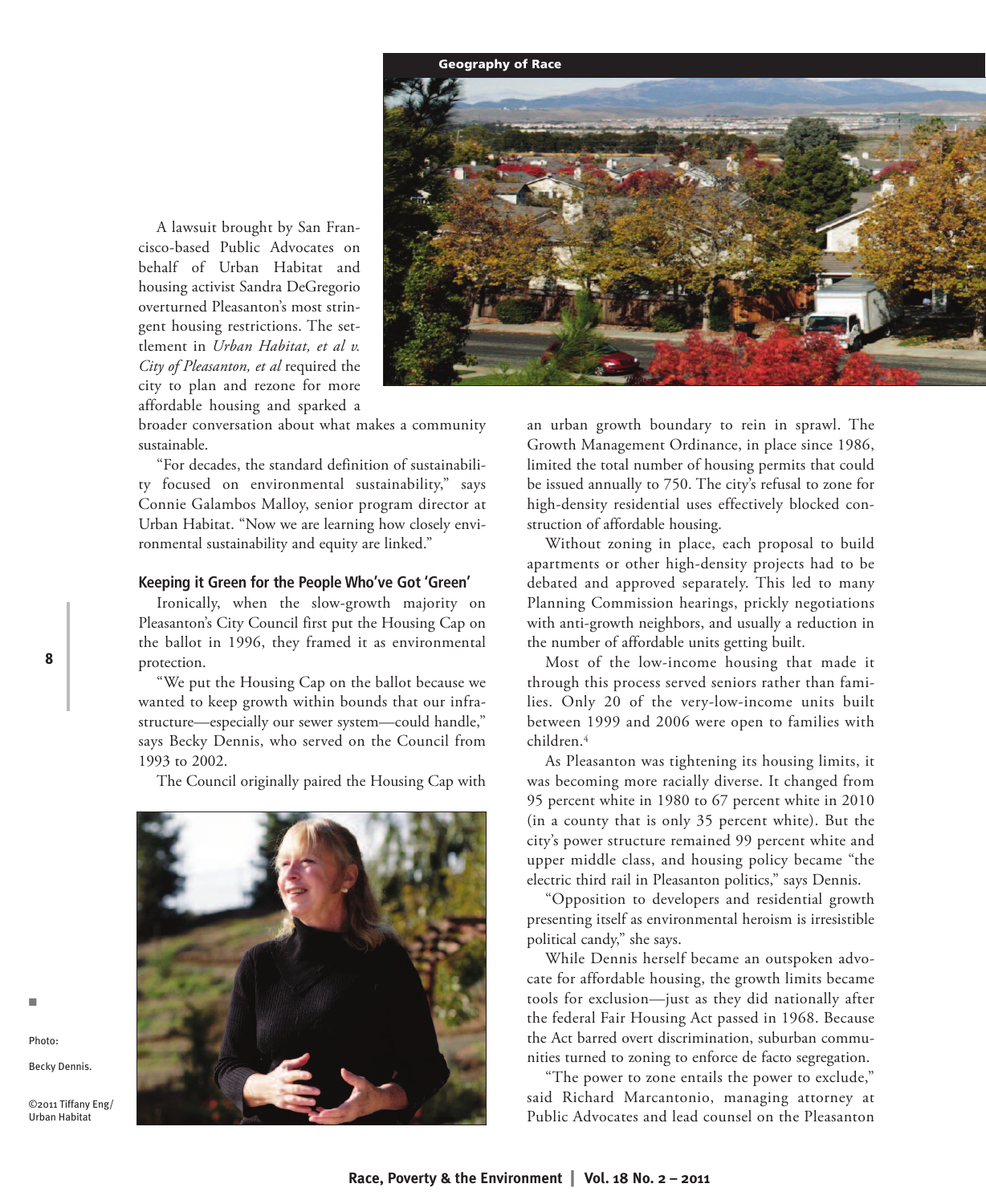A lawsuit brought by San Francisco-based Public Advocates on behalf of Urban Habitat and housing activist Sandra DeGregorio overturned Pleasanton's most stringent housing restrictions. The settlement in *Urban Habitat, et al v. City of Pleasanton, et al* required the city to plan and rezone for more affordable housing and sparked a broader conversation about what makes a community sustainable.

"For decades, the standard definition of sustainability focused on environmental sustainability," says Connie Galambos Malloy, senior program director at Urban Habitat. "Now we are learning how closely environmental sustainability and equity are linked."

### Keeping it Green for the People Who've Got 'Green'

Ironically, when the slow-growth majority on Pleasanton's City Council first put the Housing Cap on the ballot in 1996, they framed it as environmental protection.

"We put the Housing Cap on the ballot because we wanted to keep growth within bounds that our infrastructure—especially our sewer system—could handle," says Becky Dennis, who served on the Council from 1993 to 2002.

The Council originally paired the Housing Cap with an urban growth boundary to rein in sprawl. The Growth Management Ordinance, in place since 1986, limited the total number of housing permits that could be issued annually to 750. The city's refusal to zone for high-density residential uses effectively blocked construction of affordable housing.

Without zoning in place, each proposal to build apartments or other high-density projects had to be debated and approved separately. This led to many Planning Commission hearings, prickly negotiations with anti-growth neighbors, and usually a reduction in the number of affordable units getting built.

Most of the low-income housing that made it through this process served seniors rather than families. Only 20 of the very-low-income units built between 1999 and 2006 were open to families with children.[4]

As Pleasanton was tightening its housing limits, it was becoming more racially diverse. It changed from 95 percent white in 1980 to 67 percent white in 2010 (in a county that is only 35 percent white). But the city's power structure remained 99 percent white and upper middle class, and housing policy became "the electric third rail in Pleasanton politics," says Dennis.

"Opposition to developers and residential growth presenting itself as environmental heroism is irresistible political candy," she says.

While Dennis herself became an outspoken advocate for affordable housing, the growth limits became tools for exclusion—just as they did nationally after the federal Fair Housing Act passed in 1968. Because the Act barred overt discrimination, suburban communities turned to zoning to enforce de facto segregation.

"The power to zone entails the power to exclude," said Richard Marcantonio, managing attorney at Public Advocates and lead counsel on the Pleasanton

Photo: Becky Dennis.

©2011 Tiffany Eng/ Urban Habitat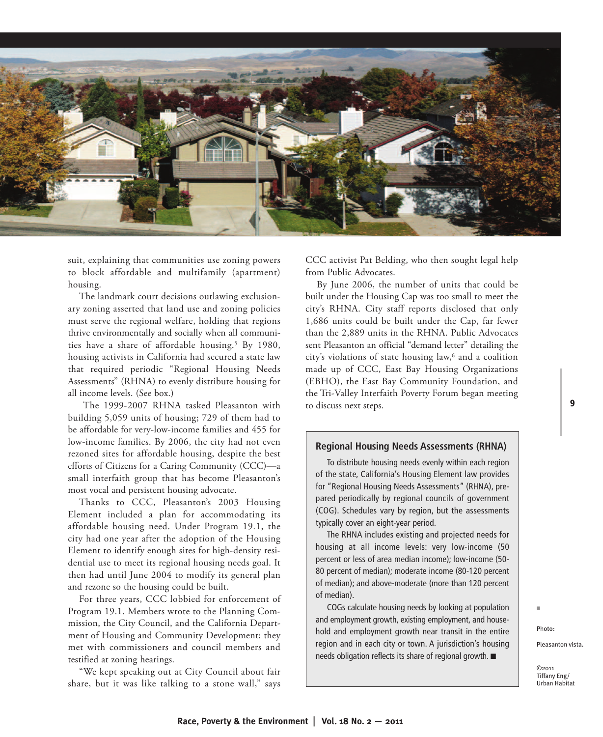suit, explaining that communities use zoning powers to block affordable and multifamily (apartment) housing.

The landmark court decisions outlawing exclusionary zoning asserted that land use and zoning policies must serve the regional welfare, holding that regions thrive environmentally and socially when all communities have a share of affordable housing.[5] By 1980, housing activists in California had secured a state law that required periodic "Regional Housing Needs Assessments" (RHNA) to evenly distribute housing for all income levels. (See box.)

The 1999-2007 RHNA tasked Pleasanton with building 5,059 units of housing; 729 of them had to be affordable for very-low-income families and 455 for low-income families. By 2006, the city had not even rezoned sites for affordable housing, despite the best efforts of Citizens for a Caring Community (CCC)—a small interfaith group that has become Pleasanton's most vocal and persistent housing advocate.

Thanks to CCC, Pleasanton's 2003 Housing Element included a plan for accommodating its affordable housing need. Under Program 19.1, the city had one year after the adoption of the Housing Element to identify enough sites for high-density residential use to meet its regional housing needs goal. It then had until June 2004 to modify its general plan and rezone so the housing could be built.

For three years, CCC lobbied for enforcement of Program 19.1. Members wrote to the Planning Commission, the City Council, and the California Department of Housing and Community Development; they met with commissioners and council members and testified at zoning hearings.

"We kept speaking out at City Council about fair share, but it was like talking to a stone wall," says CCC activist Pat Belding, who then sought legal help from Public Advocates.

By June 2006, the number of units that could be built under the Housing Cap was too small to meet the city's RHNA. City staff reports disclosed that only 1,686 units could be built under the Cap, far fewer than the 2,889 units in the RHNA. Public Advocates sent Pleasanton an official "demand letter" detailing the city's violations of state housing law,[6] and a coalition made up of CCC, East Bay Housing Organizations (EBHO), the East Bay Community Foundation, and the Tri-Valley Interfaith Poverty Forum began meeting to discuss next steps.

### Regional Housing Needs Assessments (RHNA)

To distribute housing needs evenly within each region of the state, California's Housing Element law provides for "Regional Housing Needs Assessments" (RHNA), prepared periodically by regional councils of government (COG). Schedules vary by region, but the assessments typically cover an eight-year period.

The RHNA includes existing and projected needs for housing at all income levels: very low-income (50 percent or less of area median income); low-income (50-80 percent of median); moderate income (80-120 percent of median); and above-moderate (more than 120 percent of median).

COGs calculate housing needs by looking at population and employment growth, existing employment, and household and employment growth near transit in the entire region and in each city or town. A jurisdiction's housing needs obligation reflects its share of regional growth. ■

Photo: Pleasanton vista.

©2011 Tiffany Eng/ Urban Habitat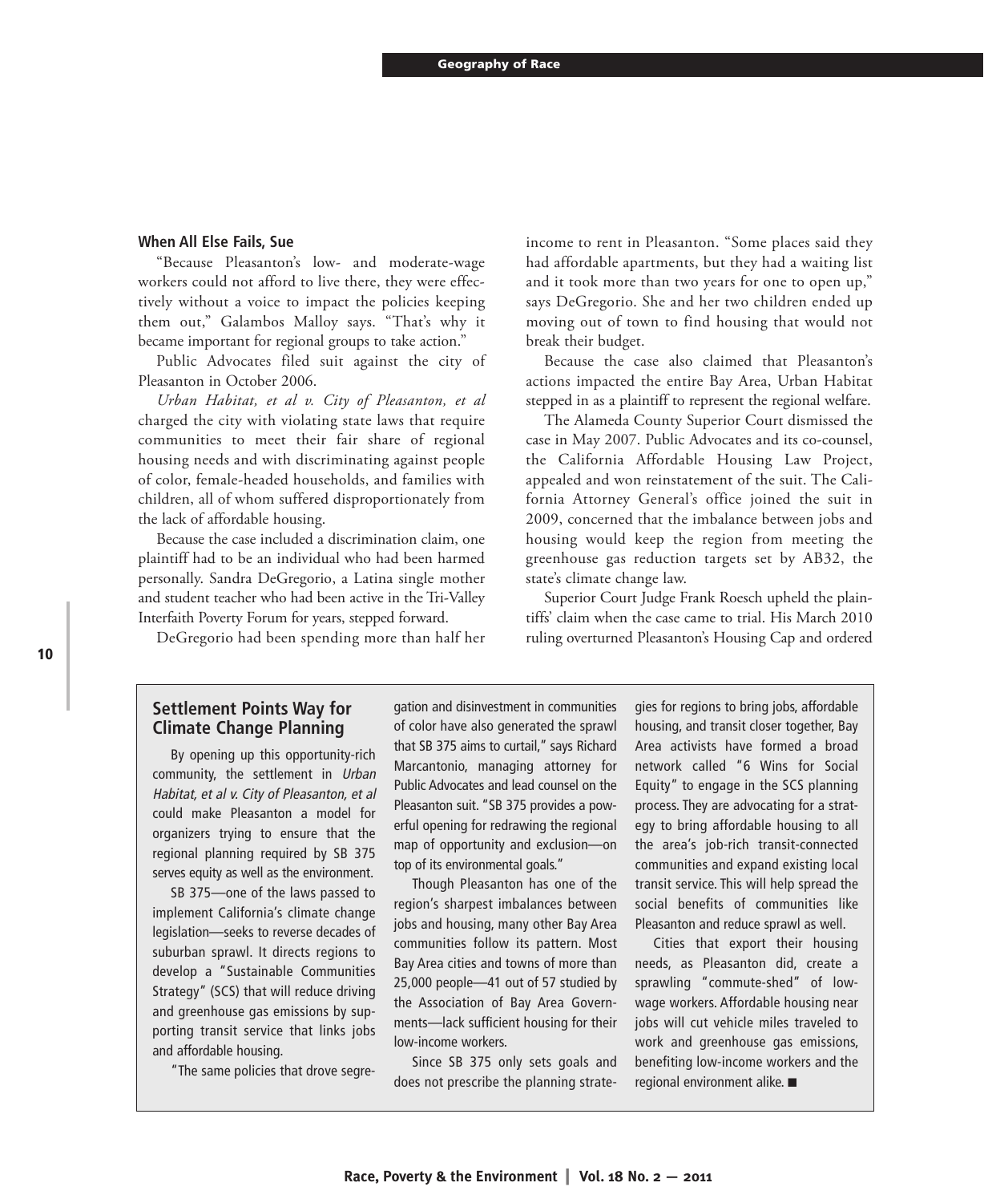### When All Else Fails, Sue

"Because Pleasanton's low- and moderate-wage workers could not afford to live there, they were effectively without a voice to impact the policies keeping them out," Galambos Malloy says. "That's why it became important for regional groups to take action."

Public Advocates filed suit against the city of Pleasanton in October 2006.

*Urban Habitat, et al v. City of Pleasanton, et al* charged the city with violating state laws that require communities to meet their fair share of regional housing needs and with discriminating against people of color, female-headed households, and families with children, all of whom suffered disproportionately from the lack of affordable housing.

Because the case included a discrimination claim, one plaintiff had to be an individual who had been harmed personally. Sandra DeGregorio, a Latina single mother and student teacher who had been active in the Tri-Valley Interfaith Poverty Forum for years, stepped forward.

DeGregorio had been spending more than half her income to rent in Pleasanton. "Some places said they had affordable apartments, but they had a waiting list and it took more than two years for one to open up," says DeGregorio. She and her two children ended up moving out of town to find housing that would not break their budget.

Because the case also claimed that Pleasanton's actions impacted the entire Bay Area, Urban Habitat stepped in as a plaintiff to represent the regional welfare.

The Alameda County Superior Court dismissed the case in May 2007. Public Advocates and its co-counsel, the California Affordable Housing Law Project, appealed and won reinstatement of the suit. The California Attorney General's office joined the suit in 2009, concerned that the imbalance between jobs and housing would keep the region from meeting the greenhouse gas reduction targets set by AB32, the state's climate change law.

Superior Court Judge Frank Roesch upheld the plaintiffs' claim when the case came to trial. His March 2010 ruling overturned Pleasanton's Housing Cap and ordered

### Settlement Points Way for Climate Change Planning

By opening up this opportunity-rich community, the settlement in *Urban Habitat, et al v. City of Pleasanton, et al* could make Pleasanton a model for organizers trying to ensure that the regional planning required by SB 375 serves equity as well as the environment.

SB 375—one of the laws passed to implement California's climate change legislation—seeks to reverse decades of suburban sprawl. It directs regions to develop a "Sustainable Communities Strategy" (SCS) that will reduce driving and greenhouse gas emissions by supporting transit service that links jobs and affordable housing.

"The same policies that drove segregation and disinvestment in communities of color have also generated the sprawl that SB 375 aims to curtail," says Richard Marcantonio, managing attorney for Public Advocates and lead counsel on the Pleasanton suit. "SB 375 provides a powerful opening for redrawing the regional map of opportunity and exclusion—on top of its environmental goals."

Though Pleasanton has one of the region's sharpest imbalances between jobs and housing, many other Bay Area communities follow its pattern. Most Bay Area cities and towns of more than 25,000 people—41 out of 57 studied by the Association of Bay Area Governments—lack sufficient housing for their low-income workers.

Since SB 375 only sets goals and does not prescribe the planning strategies for regions to bring jobs, affordable housing, and transit closer together, Bay Area activists have formed a broad network called "6 Wins for Social Equity" to engage in the SCS planning process. They are advocating for a strategy to bring affordable housing to all the area's job-rich transit-connected communities and expand existing local transit service. This will help spread the social benefits of communities like Pleasanton and reduce sprawl as well.

Cities that export their housing needs, as Pleasanton did, create a sprawling "commute-shed" of low-wage workers. Affordable housing near jobs will cut vehicle miles traveled to work and greenhouse gas emissions, benefiting low-income workers and the regional environment alike. ■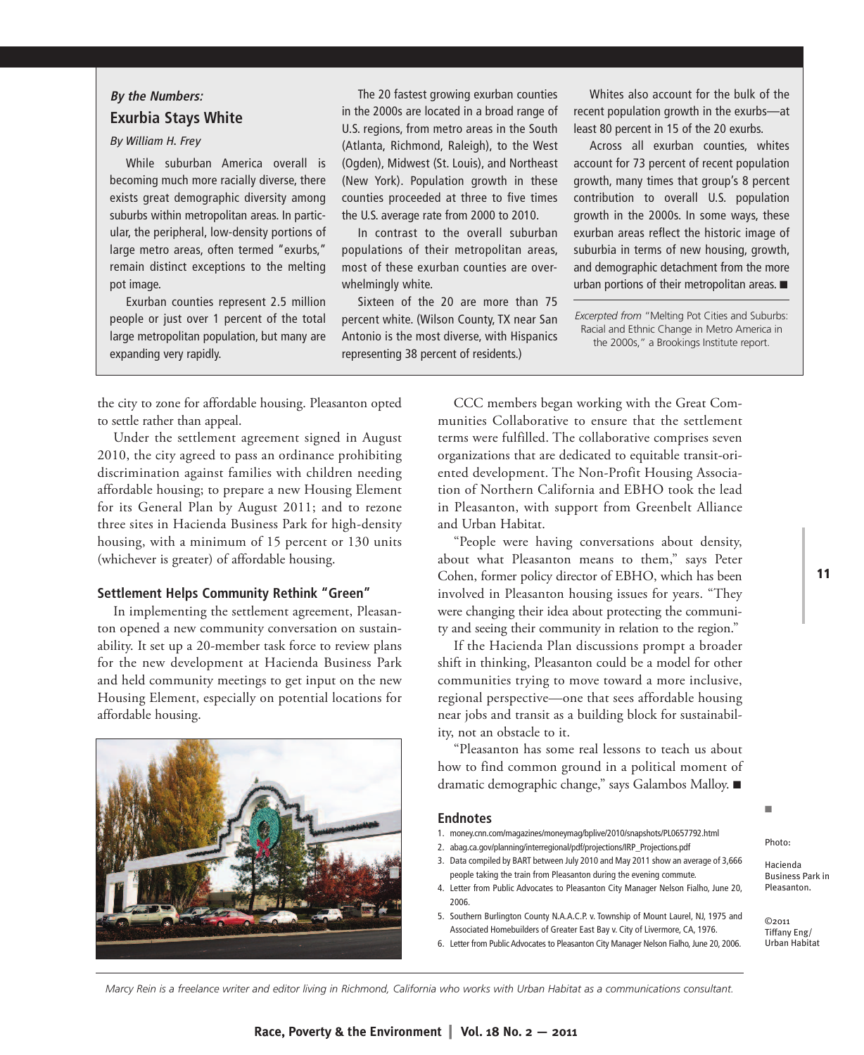### *By the Numbers:*
## Exurbia Stays White

*By William H. Frey*

While suburban America overall is becoming much more racially diverse, there exists great demographic diversity among suburbs within metropolitan areas. In particular, the peripheral, low-density portions of large metro areas, often termed "exurbs," remain distinct exceptions to the melting pot image.

Exurban counties represent 2.5 million people or just over 1 percent of the total large metropolitan population, but many are expanding very rapidly.

The 20 fastest growing exurban counties in the 2000s are located in a broad range of U.S. regions, from metro areas in the South (Atlanta, Richmond, Raleigh), to the West (Ogden), Midwest (St. Louis), and Northeast (New York). Population growth in these counties proceeded at three to five times the U.S. average rate from 2000 to 2010.

In contrast to the overall suburban populations of their metropolitan areas, most of these exurban counties are overwhelmingly white.

Sixteen of the 20 are more than 75 percent white. (Wilson County, TX near San Antonio is the most diverse, with Hispanics representing 38 percent of residents.)

Whites also account for the bulk of the recent population growth in the exurbs—at least 80 percent in 15 of the 20 exurbs.

Across all exurban counties, whites account for 73 percent of recent population growth, many times that group's 8 percent contribution to overall U.S. population growth in the 2000s. In some ways, these exurban areas reflect the historic image of suburbia in terms of new housing, growth, and demographic detachment from the more urban portions of their metropolitan areas. ■

*Excerpted from* "Melting Pot Cities and Suburbs: Racial and Ethnic Change in Metro America in the 2000s," a Brookings Institute report.

---

the city to zone for affordable housing. Pleasanton opted to settle rather than appeal.

Under the settlement agreement signed in August 2010, the city agreed to pass an ordinance prohibiting discrimination against families with children needing affordable housing; to prepare a new Housing Element for its General Plan by August 2011; and to rezone three sites in Hacienda Business Park for high-density housing, with a minimum of 15 percent or 130 units (whichever is greater) of affordable housing.

### Settlement Helps Community Rethink "Green"

In implementing the settlement agreement, Pleasanton opened a new community conversation on sustainability. It set up a 20-member task force to review plans for the new development at Hacienda Business Park and held community meetings to get input on the new Housing Element, especially on potential locations for affordable housing.

CCC members began working with the Great Communities Collaborative to ensure that the settlement terms were fulfilled. The collaborative comprises seven organizations that are dedicated to equitable transit-oriented development. The Non-Profit Housing Association of Northern California and EBHO took the lead in Pleasanton, with support from Greenbelt Alliance and Urban Habitat.

"People were having conversations about density, about what Pleasanton means to them," says Peter Cohen, former policy director of EBHO, which has been involved in Pleasanton housing issues for years. "They were changing their idea about protecting the community and seeing their community in relation to the region."

If the Hacienda Plan discussions prompt a broader shift in thinking, Pleasanton could be a model for other communities trying to move toward a more inclusive, regional perspective—one that sees affordable housing near jobs and transit as a building block for sustainability, not an obstacle to it.

"Pleasanton has some real lessons to teach us about how to find common ground in a political moment of dramatic demographic change," says Galambos Malloy. ■

### Endnotes

1. money.cnn.com/magazines/moneymag/bplive/2010/snapshots/PL0657792.html
2. abag.ca.gov/planning/interregional/pdf/projections/IRP_Projections.pdf
3. Data compiled by BART between July 2010 and May 2011 show an average of 3,666 people taking the train from Pleasanton during the evening commute.
4. Letter from Public Advocates to Pleasanton City Manager Nelson Fialho, June 20, 2006.
5. Southern Burlington County N.A.A.C.P. v. Township of Mount Laurel, NJ, 1975 and Associated Homebuilders of Greater East Bay v. City of Livermore, CA, 1976.
6. Letter from Public Advocates to Pleasanton City Manager Nelson Fialho, June 20, 2006.

Photo:

Hacienda Business Park in Pleasanton.

©2011 Tiffany Eng/ Urban Habitat

*Marcy Rein is a freelance writer and editor living in Richmond, California who works with Urban Habitat as a communications consultant.*